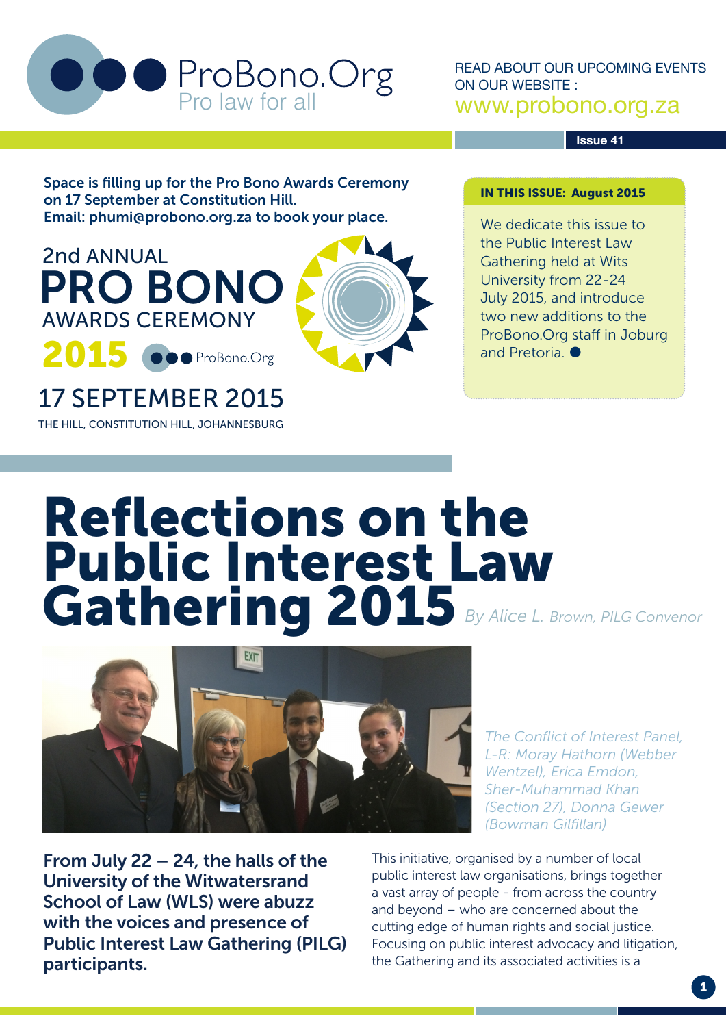ProBono.Org
Pro law for all

READ ABOUT OUR UPCOMING EVENTS ON OUR WEBSITE : www.probono.org.za

**Space is filling up for the Pro Bono Awards Ceremony on 17 September at Constitution Hill. Email: phumi@probono.org.za to book your place.**

2nd ANNUAL
**PRO BONO**
AWARDS CEREMONY
**2015** ProBono.Org
17 SEPTEMBER 2015
THE HILL, CONSTITUTION HILL, JOHANNESBURG

**IN THIS ISSUE: August 2015**

We dedicate this issue to the Public Interest Law Gathering held at Wits University from 22-24 July 2015, and introduce two new additions to the ProBono.Org staff in Joburg and Pretoria.

# Reflections on the Public Interest Law Gathering 2015

*By Alice L. Brown, PILG Convenor*

*The Conflict of Interest Panel, L-R: Moray Hathorn (Webber Wentzel), Erica Emdon, Sher-Muhammad Khan (Section 27), Donna Gewer (Bowman Gilfillan)*

**From July 22 – 24, the halls of the University of the Witwatersrand School of Law (WLS) were abuzz with the voices and presence of Public Interest Law Gathering (PILG) participants.**

This initiative, organised by a number of local public interest law organisations, brings together a vast array of people - from across the country and beyond – who are concerned about the cutting edge of human rights and social justice. Focusing on public interest advocacy and litigation, the Gathering and its associated activities is a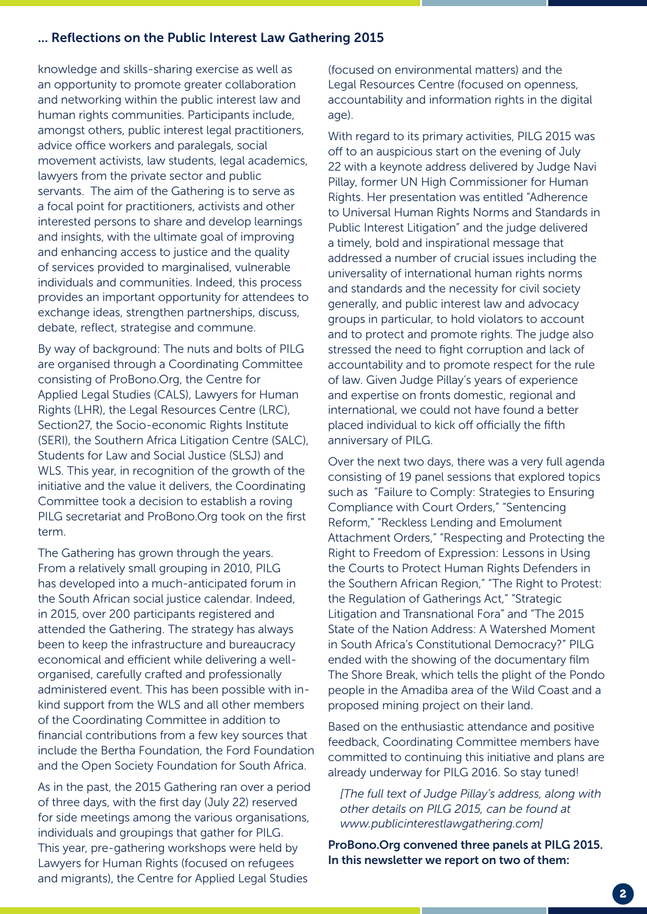knowledge and skills-sharing exercise as well as an opportunity to promote greater collaboration and networking within the public interest law and human rights communities. Participants include, amongst others, public interest legal practitioners, advice office workers and paralegals, social movement activists, law students, legal academics, lawyers from the private sector and public servants. The aim of the Gathering is to serve as a focal point for practitioners, activists and other interested persons to share and develop learnings and insights, with the ultimate goal of improving and enhancing access to justice and the quality of services provided to marginalised, vulnerable individuals and communities. Indeed, this process provides an important opportunity for attendees to exchange ideas, strengthen partnerships, discuss, debate, reflect, strategise and commune.

By way of background: The nuts and bolts of PILG are organised through a Coordinating Committee consisting of ProBono.Org, the Centre for Applied Legal Studies (CALS), Lawyers for Human Rights (LHR), the Legal Resources Centre (LRC), Section27, the Socio-economic Rights Institute (SERI), the Southern Africa Litigation Centre (SALC), Students for Law and Social Justice (SLSJ) and WLS. This year, in recognition of the growth of the initiative and the value it delivers, the Coordinating Committee took a decision to establish a roving PILG secretariat and ProBono.Org took on the first term.

The Gathering has grown through the years. From a relatively small grouping in 2010, PILG has developed into a much-anticipated forum in the South African social justice calendar. Indeed, in 2015, over 200 participants registered and attended the Gathering. The strategy has always been to keep the infrastructure and bureaucracy economical and efficient while delivering a well-organised, carefully crafted and professionally administered event. This has been possible with in-kind support from the WLS and all other members of the Coordinating Committee in addition to financial contributions from a few key sources that include the Bertha Foundation, the Ford Foundation and the Open Society Foundation for South Africa.

As in the past, the 2015 Gathering ran over a period of three days, with the first day (July 22) reserved for side meetings among the various organisations, individuals and groupings that gather for PILG. This year, pre-gathering workshops were held by Lawyers for Human Rights (focused on refugees and migrants), the Centre for Applied Legal Studies (focused on environmental matters) and the Legal Resources Centre (focused on openness, accountability and information rights in the digital age).

With regard to its primary activities, PILG 2015 was off to an auspicious start on the evening of July 22 with a keynote address delivered by Judge Navi Pillay, former UN High Commissioner for Human Rights. Her presentation was entitled "Adherence to Universal Human Rights Norms and Standards in Public Interest Litigation" and the judge delivered a timely, bold and inspirational message that addressed a number of crucial issues including the universality of international human rights norms and standards and the necessity for civil society generally, and public interest law and advocacy groups in particular, to hold violators to account and to protect and promote rights. The judge also stressed the need to fight corruption and lack of accountability and to promote respect for the rule of law. Given Judge Pillay's years of experience and expertise on fronts domestic, regional and international, we could not have found a better placed individual to kick off officially the fifth anniversary of PILG.

Over the next two days, there was a very full agenda consisting of 19 panel sessions that explored topics such as "Failure to Comply: Strategies to Ensuring Compliance with Court Orders," "Sentencing Reform," "Reckless Lending and Emolument Attachment Orders," "Respecting and Protecting the Right to Freedom of Expression: Lessons in Using the Courts to Protect Human Rights Defenders in the Southern African Region," "The Right to Protest: the Regulation of Gatherings Act," "Strategic Litigation and Transnational Fora" and "The 2015 State of the Nation Address: A Watershed Moment in South Africa's Constitutional Democracy?" PILG ended with the showing of the documentary film The Shore Break, which tells the plight of the Pondo people in the Amadiba area of the Wild Coast and a proposed mining project on their land.

Based on the enthusiastic attendance and positive feedback, Coordinating Committee members have committed to continuing this initiative and plans are already underway for PILG 2016. So stay tuned!

*[The full text of Judge Pillay's address, along with other details on PILG 2015, can be found at www.publicinterestlawgathering.com]*

**ProBono.Org convened three panels at PILG 2015. In this newsletter we report on two of them:**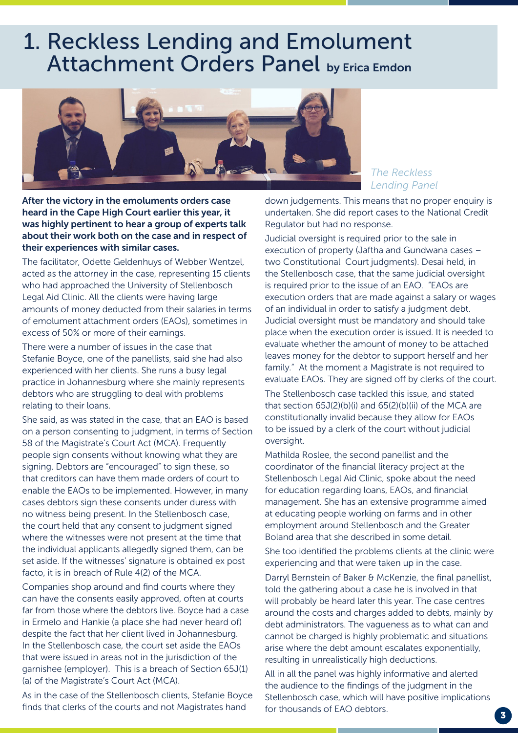# 1. Reckless Lending and Emolument Attachment Orders Panel by Erica Emdon

*The Reckless Lending Panel*

**After the victory in the emoluments orders case heard in the Cape High Court earlier this year, it was highly pertinent to hear a group of experts talk about their work both on the case and in respect of their experiences with similar cases.**

The facilitator, Odette Geldenhuys of Webber Wentzel, acted as the attorney in the case, representing 15 clients who had approached the University of Stellenbosch Legal Aid Clinic. All the clients were having large amounts of money deducted from their salaries in terms of emolument attachment orders (EAOs), sometimes in excess of 50% or more of their earnings.

There were a number of issues in the case that Stefanie Boyce, one of the panellists, said she had also experienced with her clients. She runs a busy legal practice in Johannesburg where she mainly represents debtors who are struggling to deal with problems relating to their loans.

She said, as was stated in the case, that an EAO is based on a person consenting to judgment, in terms of Section 58 of the Magistrate's Court Act (MCA). Frequently people sign consents without knowing what they are signing. Debtors are "encouraged" to sign these, so that creditors can have them made orders of court to enable the EAOs to be implemented. However, in many cases debtors sign these consents under duress with no witness being present. In the Stellenbosch case, the court held that any consent to judgment signed where the witnesses were not present at the time that the individual applicants allegedly signed them, can be set aside. If the witnesses' signature is obtained ex post facto, it is in breach of Rule 4(2) of the MCA.

Companies shop around and find courts where they can have the consents easily approved, often at courts far from those where the debtors live. Boyce had a case in Ermelo and Hankie (a place she had never heard of) despite the fact that her client lived in Johannesburg. In the Stellenbosch case, the court set aside the EAOs that were issued in areas not in the jurisdiction of the garnishee (employer). This is a breach of Section 65J(1)(a) of the Magistrate's Court Act (MCA).

As in the case of the Stellenbosch clients, Stefanie Boyce finds that clerks of the courts and not Magistrates hand down judgements. This means that no proper enquiry is undertaken. She did report cases to the National Credit Regulator but had no response.

Judicial oversight is required prior to the sale in execution of property (Jaftha and Gundwana cases – two Constitutional Court judgments). Desai held, in the Stellenbosch case, that the same judicial oversight is required prior to the issue of an EAO. "EAOs are execution orders that are made against a salary or wages of an individual in order to satisfy a judgment debt. Judicial oversight must be mandatory and should take place when the execution order is issued. It is needed to evaluate whether the amount of money to be attached leaves money for the debtor to support herself and her family." At the moment a Magistrate is not required to evaluate EAOs. They are signed off by clerks of the court.

The Stellenbosch case tackled this issue, and stated that section 65J(2)(b)(i) and 65(2)(b)(ii) of the MCA are constitutionally invalid because they allow for EAOs to be issued by a clerk of the court without judicial oversight.

Mathilda Roslee, the second panellist and the coordinator of the financial literacy project at the Stellenbosch Legal Aid Clinic, spoke about the need for education regarding loans, EAOs, and financial management. She has an extensive programme aimed at educating people working on farms and in other employment around Stellenbosch and the Greater Boland area that she described in some detail.

She too identified the problems clients at the clinic were experiencing and that were taken up in the case.

Darryl Bernstein of Baker & McKenzie, the final panellist, told the gathering about a case he is involved in that will probably be heard later this year. The case centres around the costs and charges added to debts, mainly by debt administrators. The vagueness as to what can and cannot be charged is highly problematic and situations arise where the debt amount escalates exponentially, resulting in unrealistically high deductions.

All in all the panel was highly informative and alerted the audience to the findings of the judgment in the Stellenbosch case, which will have positive implications for thousands of EAO debtors.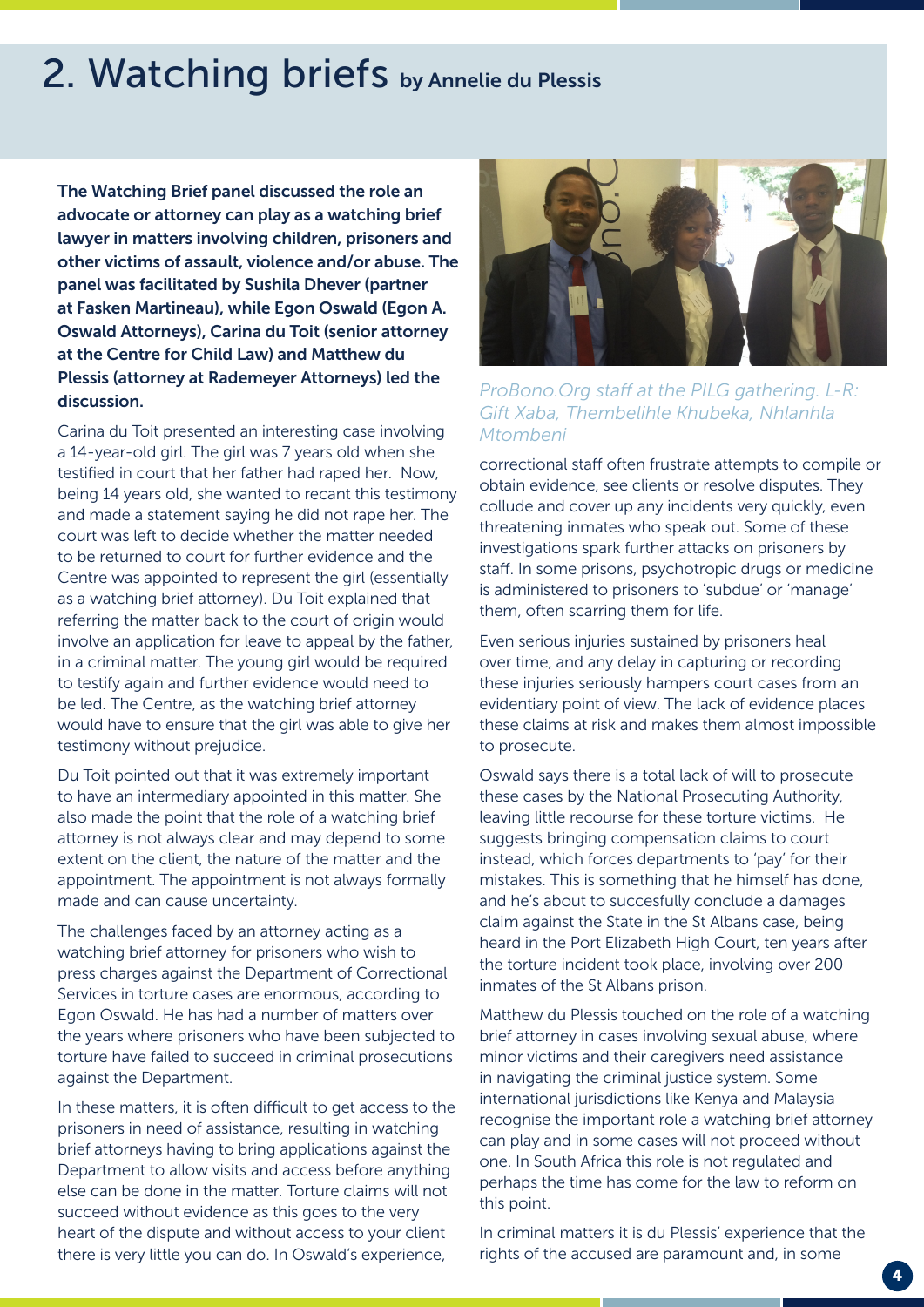# 2. Watching briefs by Annelie du Plessis

**The Watching Brief panel discussed the role an advocate or attorney can play as a watching brief lawyer in matters involving children, prisoners and other victims of assault, violence and/or abuse. The panel was facilitated by Sushila Dhever (partner at Fasken Martineau), while Egon Oswald (Egon A. Oswald Attorneys), Carina du Toit (senior attorney at the Centre for Child Law) and Matthew du Plessis (attorney at Rademeyer Attorneys) led the discussion.**

Carina du Toit presented an interesting case involving a 14-year-old girl. The girl was 7 years old when she testified in court that her father had raped her. Now, being 14 years old, she wanted to recant this testimony and made a statement saying he did not rape her. The court was left to decide whether the matter needed to be returned to court for further evidence and the Centre was appointed to represent the girl (essentially as a watching brief attorney). Du Toit explained that referring the matter back to the court of origin would involve an application for leave to appeal by the father, in a criminal matter. The young girl would be required to testify again and further evidence would need to be led. The Centre, as the watching brief attorney would have to ensure that the girl was able to give her testimony without prejudice.

Du Toit pointed out that it was extremely important to have an intermediary appointed in this matter. She also made the point that the role of a watching brief attorney is not always clear and may depend to some extent on the client, the nature of the matter and the appointment. The appointment is not always formally made and can cause uncertainty.

The challenges faced by an attorney acting as a watching brief attorney for prisoners who wish to press charges against the Department of Correctional Services in torture cases are enormous, according to Egon Oswald. He has had a number of matters over the years where prisoners who have been subjected to torture have failed to succeed in criminal prosecutions against the Department.

In these matters, it is often difficult to get access to the prisoners in need of assistance, resulting in watching brief attorneys having to bring applications against the Department to allow visits and access before anything else can be done in the matter. Torture claims will not succeed without evidence as this goes to the very heart of the dispute and without access to your client there is very little you can do. In Oswald's experience, correctional staff often frustrate attempts to compile or obtain evidence, see clients or resolve disputes. They collude and cover up any incidents very quickly, even threatening inmates who speak out. Some of these investigations spark further attacks on prisoners by staff. In some prisons, psychotropic drugs or medicine is administered to prisoners to 'subdue' or 'manage' them, often scarring them for life.

*ProBono.Org staff at the PILG gathering. L-R: Gift Xaba, Thembelihle Khubeka, Nhlanhla Mtombeni*

Even serious injuries sustained by prisoners heal over time, and any delay in capturing or recording these injuries seriously hampers court cases from an evidentiary point of view. The lack of evidence places these claims at risk and makes them almost impossible to prosecute.

Oswald says there is a total lack of will to prosecute these cases by the National Prosecuting Authority, leaving little recourse for these torture victims. He suggests bringing compensation claims to court instead, which forces departments to 'pay' for their mistakes. This is something that he himself has done, and he's about to succesfully conclude a damages claim against the State in the St Albans case, being heard in the Port Elizabeth High Court, ten years after the torture incident took place, involving over 200 inmates of the St Albans prison.

Matthew du Plessis touched on the role of a watching brief attorney in cases involving sexual abuse, where minor victims and their caregivers need assistance in navigating the criminal justice system. Some international jurisdictions like Kenya and Malaysia recognise the important role a watching brief attorney can play and in some cases will not proceed without one. In South Africa this role is not regulated and perhaps the time has come for the law to reform on this point.

In criminal matters it is du Plessis' experience that the rights of the accused are paramount and, in some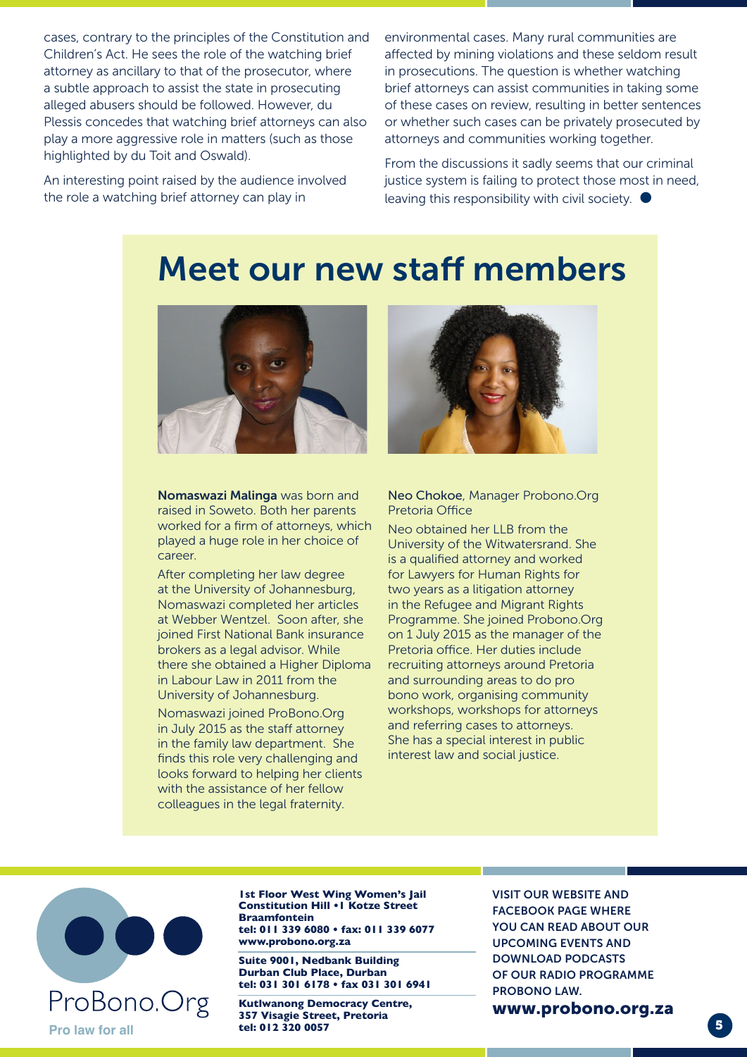cases, contrary to the principles of the Constitution and Children's Act. He sees the role of the watching brief attorney as ancillary to that of the prosecutor, where a subtle approach to assist the state in prosecuting alleged abusers should be followed. However, du Plessis concedes that watching brief attorneys can also play a more aggressive role in matters (such as those highlighted by du Toit and Oswald).

An interesting point raised by the audience involved the role a watching brief attorney can play in environmental cases. Many rural communities are affected by mining violations and these seldom result in prosecutions. The question is whether watching brief attorneys can assist communities in taking some of these cases on review, resulting in better sentences or whether such cases can be privately prosecuted by attorneys and communities working together.

From the discussions it sadly seems that our criminal justice system is failing to protect those most in need, leaving this responsibility with civil society.

# Meet our new staff members

**Nomaswazi Malinga** was born and raised in Soweto. Both her parents worked for a firm of attorneys, which played a huge role in her choice of career.

After completing her law degree at the University of Johannesburg, Nomaswazi completed her articles at Webber Wentzel. Soon after, she joined First National Bank insurance brokers as a legal advisor. While there she obtained a Higher Diploma in Labour Law in 2011 from the University of Johannesburg.

Nomaswazi joined ProBono.Org in July 2015 as the staff attorney in the family law department. She finds this role very challenging and looks forward to helping her clients with the assistance of her fellow colleagues in the legal fraternity.

**Neo Chokoe**, Manager Probono.Org Pretoria Office

Neo obtained her LLB from the University of the Witwatersrand. She is a qualified attorney and worked for Lawyers for Human Rights for two years as a litigation attorney in the Refugee and Migrant Rights Programme. She joined Probono.Org on 1 July 2015 as the manager of the Pretoria office. Her duties include recruiting attorneys around Pretoria and surrounding areas to do pro bono work, organising community workshops, workshops for attorneys and referring cases to attorneys. She has a special interest in public interest law and social justice.

ProBono.Org

Pro law for all

**1st Floor West Wing Women's Jail**
**Constitution Hill • 1 Kotze Street**
**Braamfontein**
**tel: 011 339 6080 • fax: 011 339 6077**
**www.probono.org.za**

**Suite 9001, Nedbank Building**
**Durban Club Place, Durban**
**tel: 031 301 6178 • fax 031 301 6941**

**Kutlwanong Democracy Centre,**
**357 Visagie Street, Pretoria**
**tel: 012 320 0057**

VISIT OUR WEBSITE AND FACEBOOK PAGE WHERE YOU CAN READ ABOUT OUR UPCOMING EVENTS AND DOWNLOAD PODCASTS OF OUR RADIO PROGRAMME PROBONO LAW.

**www.probono.org.za**